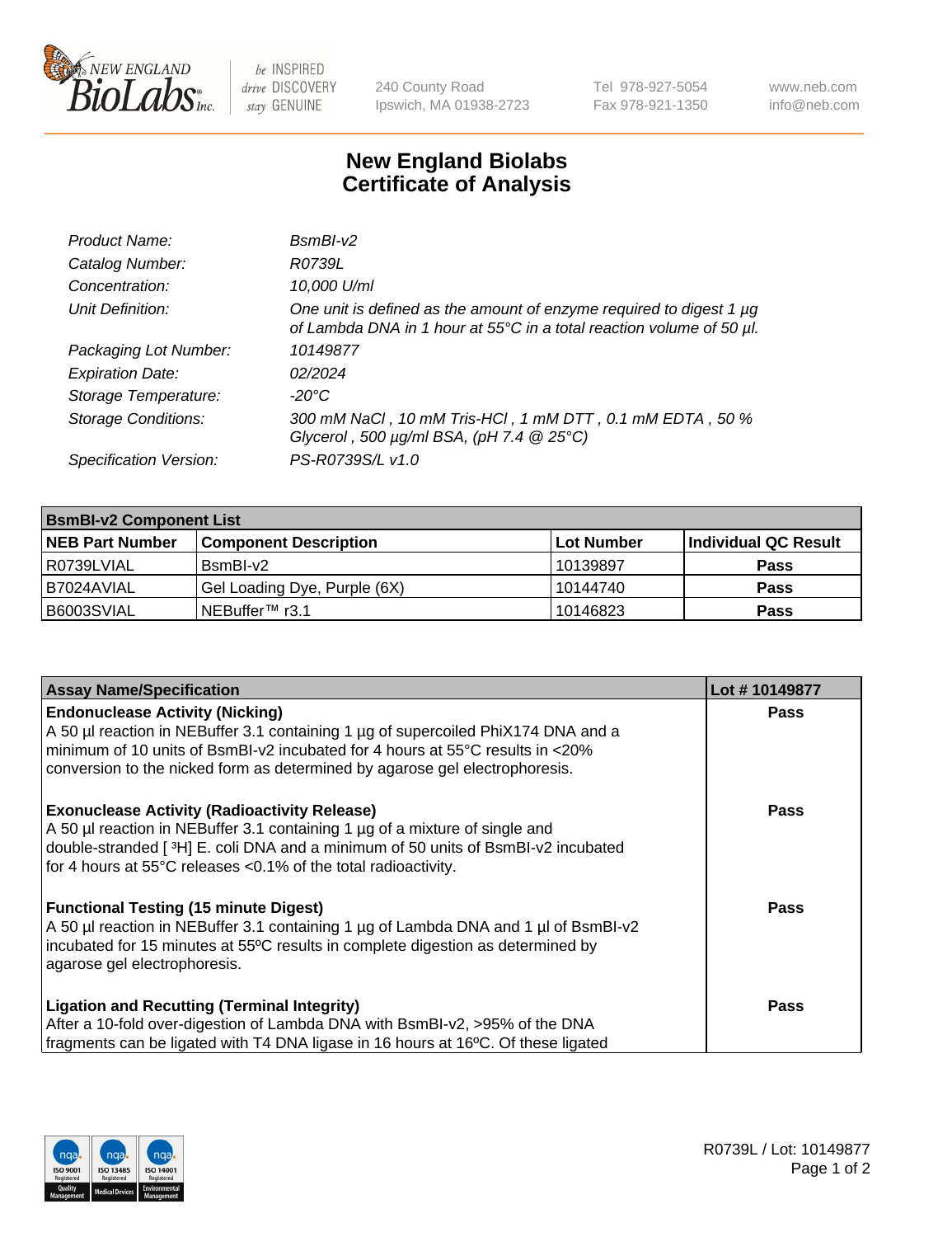New England BioLabs Inc. — be INSPIRED drive DISCOVERY stay GENUINE

240 County Road
Ipswich, MA 01938-2723

Tel 978-927-5054
Fax 978-921-1350

www.neb.com
info@neb.com

# New England Biolabs
# Certificate of Analysis

| | |
|---|---|
| *Product Name:* | *BsmBI-v2* |
| *Catalog Number:* | *R0739L* |
| *Concentration:* | *10,000 U/ml* |
| *Unit Definition:* | *One unit is defined as the amount of enzyme required to digest 1 µg of Lambda DNA in 1 hour at 55°C in a total reaction volume of 50 µl.* |
| *Packaging Lot Number:* | *10149877* |
| *Expiration Date:* | *02/2024* |
| *Storage Temperature:* | *-20°C* |
| *Storage Conditions:* | *300 mM NaCl , 10 mM Tris-HCl , 1 mM DTT , 0.1 mM EDTA , 50 % Glycerol , 500 µg/ml BSA, (pH 7.4 @ 25°C)* |
| *Specification Version:* | *PS-R0739S/L v1.0* |

| **BsmBI-v2 Component List** | | | |
|---|---|---|---|
| **NEB Part Number** | **Component Description** | **Lot Number** | **Individual QC Result** |
| R0739LVIAL | BsmBI-v2 | 10139897 | **Pass** |
| B7024AVIAL | Gel Loading Dye, Purple (6X) | 10144740 | **Pass** |
| B6003SVIAL | NEBuffer™ r3.1 | 10146823 | **Pass** |

| **Assay Name/Specification** | **Lot # 10149877** |
|---|---|
| **Endonuclease Activity (Nicking)** A 50 µl reaction in NEBuffer 3.1 containing 1 µg of supercoiled PhiX174 DNA and a minimum of 10 units of BsmBI-v2 incubated for 4 hours at 55°C results in <20% conversion to the nicked form as determined by agarose gel electrophoresis. | **Pass** |
| **Exonuclease Activity (Radioactivity Release)** A 50 µl reaction in NEBuffer 3.1 containing 1 µg of a mixture of single and double-stranded [ $^{3}$H] E. coli DNA and a minimum of 50 units of BsmBI-v2 incubated for 4 hours at 55°C releases <0.1% of the total radioactivity. | **Pass** |
| **Functional Testing (15 minute Digest)** A 50 µl reaction in NEBuffer 3.1 containing 1 µg of Lambda DNA and 1 µl of BsmBI-v2 incubated for 15 minutes at 55ºC results in complete digestion as determined by agarose gel electrophoresis. | **Pass** |
| **Ligation and Recutting (Terminal Integrity)** After a 10-fold over-digestion of Lambda DNA with BsmBI-v2, >95% of the DNA fragments can be ligated with T4 DNA ligase in 16 hours at 16ºC. Of these ligated | **Pass** |

R0739L / Lot: 10149877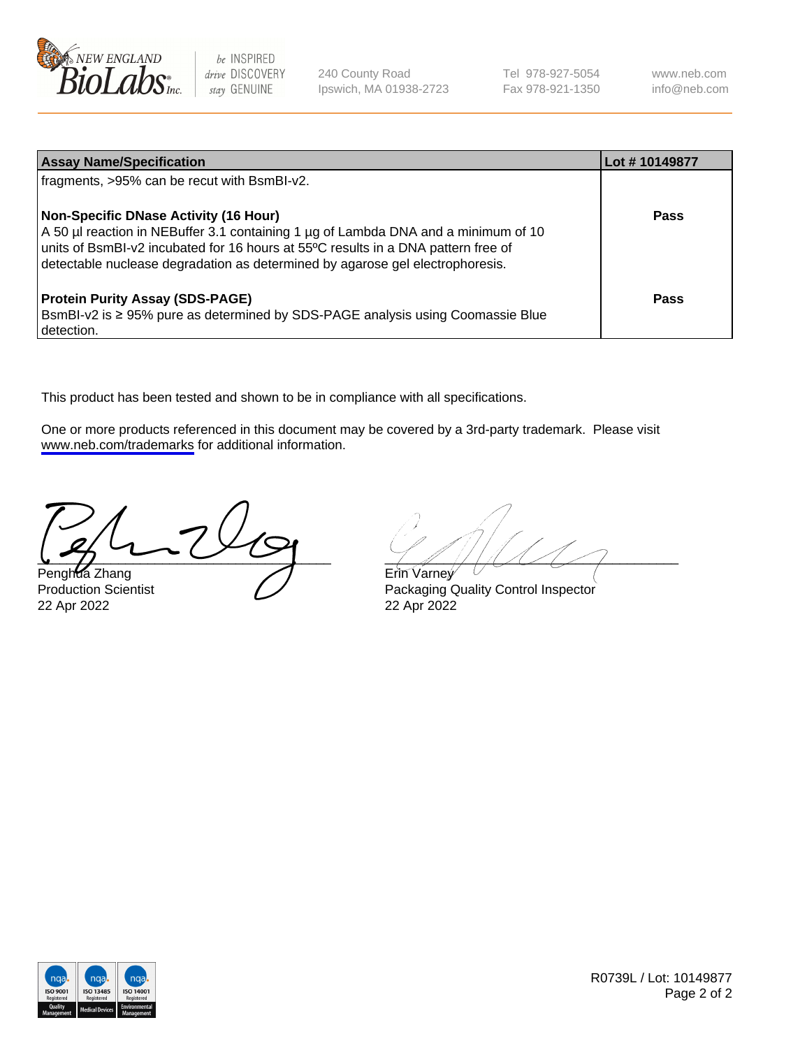| Assay Name/Specification | Lot # 10149877 |
|---|---|
| fragments, >95% can be recut with BsmBI-v2. | |
| **Non-Specific DNase Activity (16 Hour)**<br>A 50 µl reaction in NEBuffer 3.1 containing 1 µg of Lambda DNA and a minimum of 10 units of BsmBI-v2 incubated for 16 hours at 55ºC results in a DNA pattern free of detectable nuclease degradation as determined by agarose gel electrophoresis. | **Pass** |
| **Protein Purity Assay (SDS-PAGE)**<br>BsmBI-v2 is ≥ 95% pure as determined by SDS-PAGE analysis using Coomassie Blue detection. | **Pass** |

This product has been tested and shown to be in compliance with all specifications.

One or more products referenced in this document may be covered by a 3rd-party trademark. Please visit www.neb.com/trademarks for additional information.

Penghua Zhang
Production Scientist
22 Apr 2022

Erin Varney
Packaging Quality Control Inspector
22 Apr 2022

R0739L / Lot: 10149877